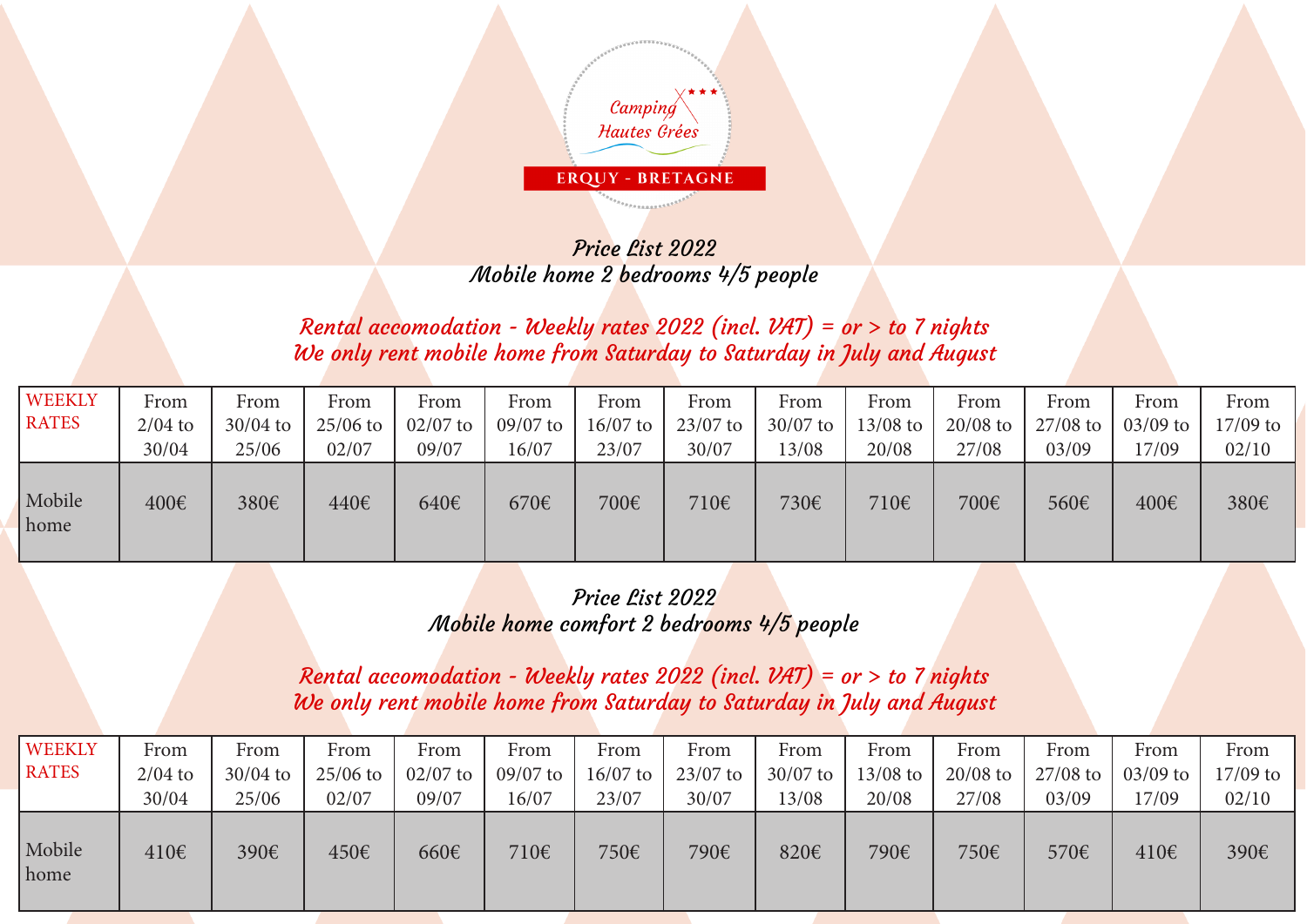Camping Hautes Grées

ERQUY - BRETAGNE

## Price List 2022
## Mobile home 2 bedrooms 4/5 people

*Rental accomodation - Weekly rates 2022 (incl. VAT) = or > to 7 nights*
*We only rent mobile home from Saturday to Saturday in July and August*

| WEEKLY RATES | From 2/04 to 30/04 | From 30/04 to 25/06 | From 25/06 to 02/07 | From 02/07 to 09/07 | From 09/07 to 16/07 | From 16/07 to 23/07 | From 23/07 to 30/07 | From 30/07 to 13/08 | From 13/08 to 20/08 | From 20/08 to 27/08 | From 27/08 to 03/09 | From 03/09 to 17/09 | From 17/09 to 02/10 |
|---|---|---|---|---|---|---|---|---|---|---|---|---|---|
| Mobile home | 400€ | 380€ | 440€ | 640€ | 670€ | 700€ | 710€ | 730€ | 710€ | 700€ | 560€ | 400€ | 380€ |

## Price List 2022
## Mobile home comfort 2 bedrooms 4/5 people

*Rental accomodation - Weekly rates 2022 (incl. VAT) = or > to 7 nights*
*We only rent mobile home from Saturday to Saturday in July and August*

| WEEKLY RATES | From 2/04 to 30/04 | From 30/04 to 25/06 | From 25/06 to 02/07 | From 02/07 to 09/07 | From 09/07 to 16/07 | From 16/07 to 23/07 | From 23/07 to 30/07 | From 30/07 to 13/08 | From 13/08 to 20/08 | From 20/08 to 27/08 | From 27/08 to 03/09 | From 03/09 to 17/09 | From 17/09 to 02/10 |
|---|---|---|---|---|---|---|---|---|---|---|---|---|---|
| Mobile home | 410€ | 390€ | 450€ | 660€ | 710€ | 750€ | 790€ | 820€ | 790€ | 750€ | 570€ | 410€ | 390€ |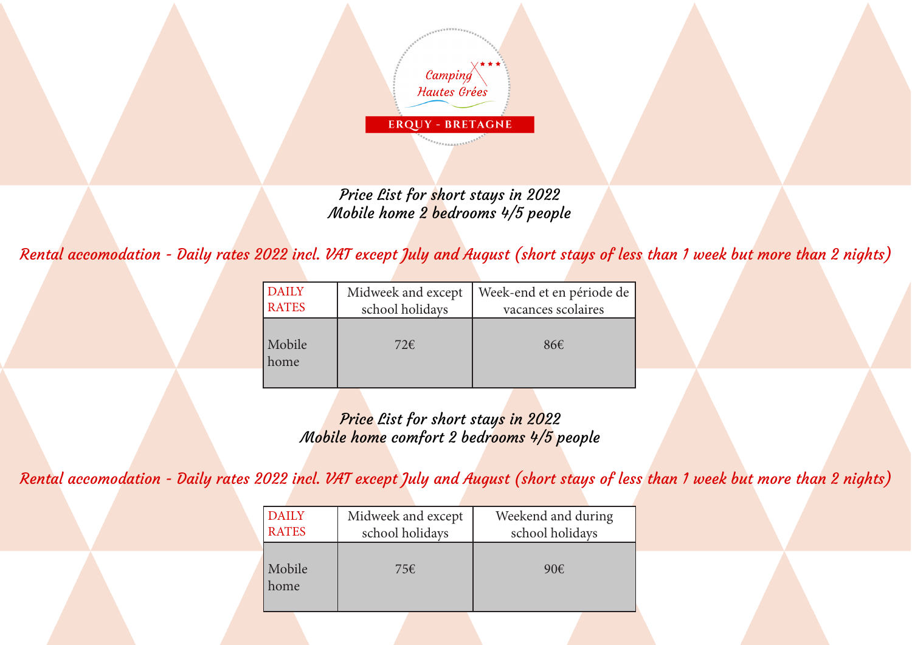Camping Hautes Grées

ERQUY - BRETAGNE

## Price List for short stays in 2022
## Mobile home 2 bedrooms 4/5 people

*Rental accomodation - Daily rates 2022 incl. VAT except July and August (short stays of less than 1 week but more than 2 nights)*

| DAILY RATES | Midweek and except school holidays | Week-end et en période de vacances scolaires |
|---|---|---|
| Mobile home | 72€ | 86€ |

## Price List for short stays in 2022
## Mobile home comfort 2 bedrooms 4/5 people

*Rental accomodation - Daily rates 2022 incl. VAT except July and August (short stays of less than 1 week but more than 2 nights)*

| DAILY RATES | Midweek and except school holidays | Weekend and during school holidays |
|---|---|---|
| Mobile home | 75€ | 90€ |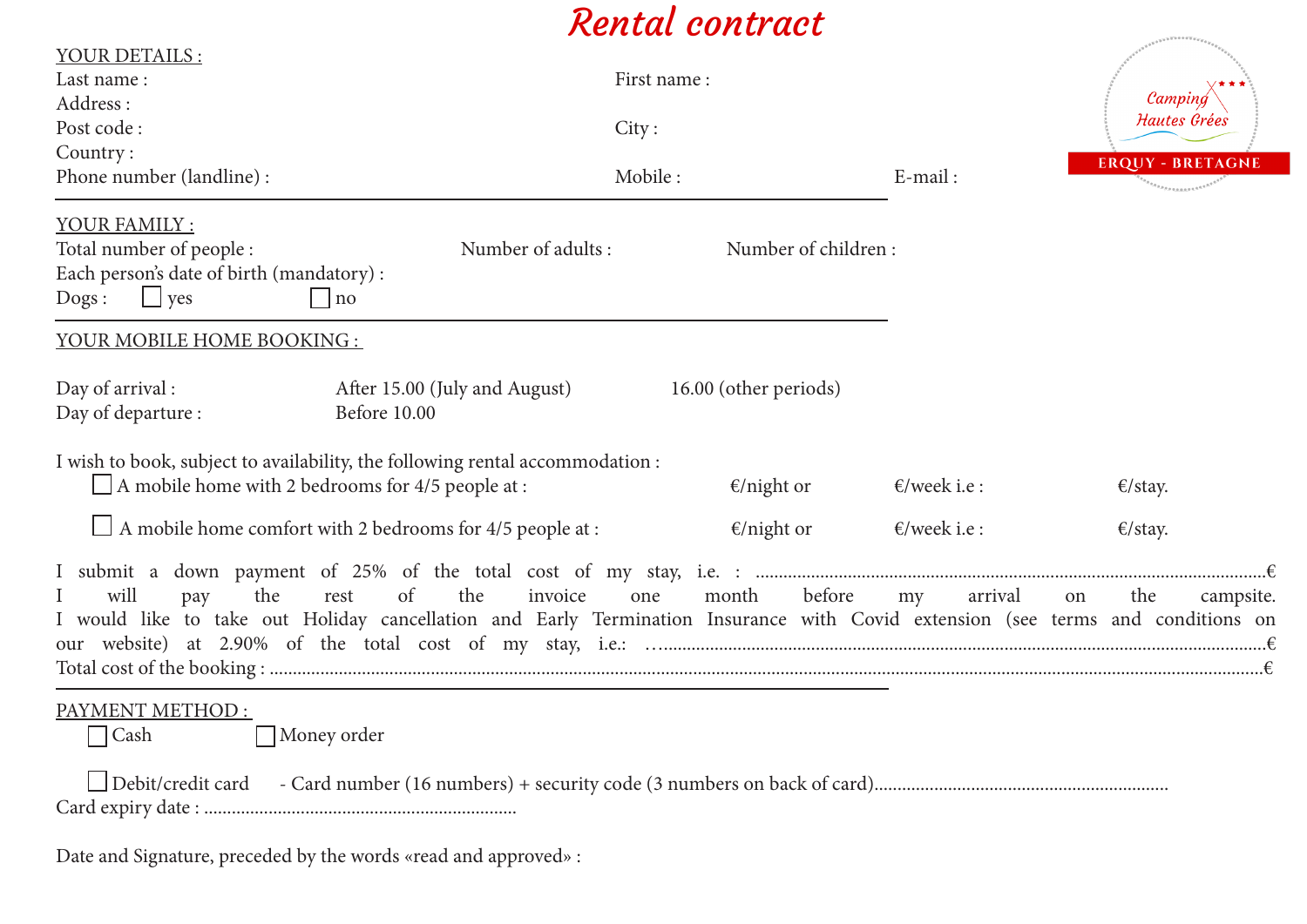# Rental contract

Camping Hautes Grées
ERQUY - BRETAGNE

YOUR DETAILS :

Last name : First name :

Address :

Post code : City :

Country :

Phone number (landline) : Mobile : E-mail :

YOUR FAMILY :

Total number of people : Number of adults : Number of children :

Each person's date of birth (mandatory) :

Dogs : ☐ yes ☐ no

YOUR MOBILE HOME BOOKING :

Day of arrival : After 15.00 (July and August) 16.00 (other periods)

Day of departure : Before 10.00

I wish to book, subject to availability, the following rental accommodation :

- ☐ A mobile home with 2 bedrooms for 4/5 people at : €/night or €/week i.e : €/stay.
- ☐ A mobile home comfort with 2 bedrooms for 4/5 people at : €/night or €/week i.e : €/stay.

I submit a down payment of 25% of the total cost of my stay, i.e. : ..........................................................................................................€

I will pay the rest of the invoice one month before my arrival on the campsite.

I would like to take out Holiday cancellation and Early Termination Insurance with Covid extension (see terms and conditions on our website) at 2.90% of the total cost of my stay, i.e.: …...........................................................................................................€

Total cost of the booking : ..............................................................................................................................................€

PAYMENT METHOD :

☐ Cash ☐ Money order

☐ Debit/credit card - Card number (16 numbers) + security code (3 numbers on back of card).............................................................

Card expiry date : ....................................................................

Date and Signature, preceded by the words «read and approved» :